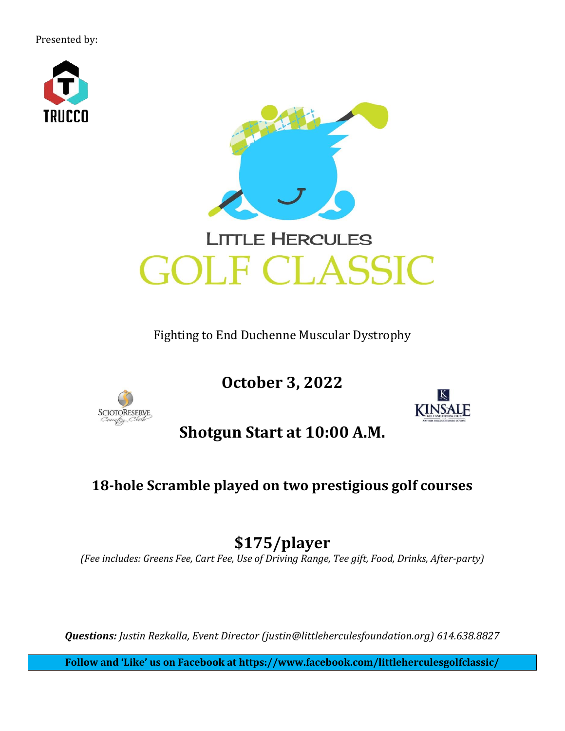Presented by:

TRUCCO

# LITTLE HERCULES GOLF CLASSIC

Fighting to End Duchenne Muscular Dystrophy

## October 3, 2022

SCIOTO RESERVE Country Club

KINSALE GOLF AND FITNESS CLUB

## Shotgun Start at 10:00 A.M.

### 18-hole Scramble played on two prestigious golf courses

## $175/player

*(Fee includes: Greens Fee, Cart Fee, Use of Driving Range, Tee gift, Food, Drinks, After-party)*

***Questions:*** *Justin Rezkalla, Event Director (justin@littleherculesfoundation.org) 614.638.8827*

**Follow and 'Like' us on Facebook at https://www.facebook.com/littleherculesgolfclassic/**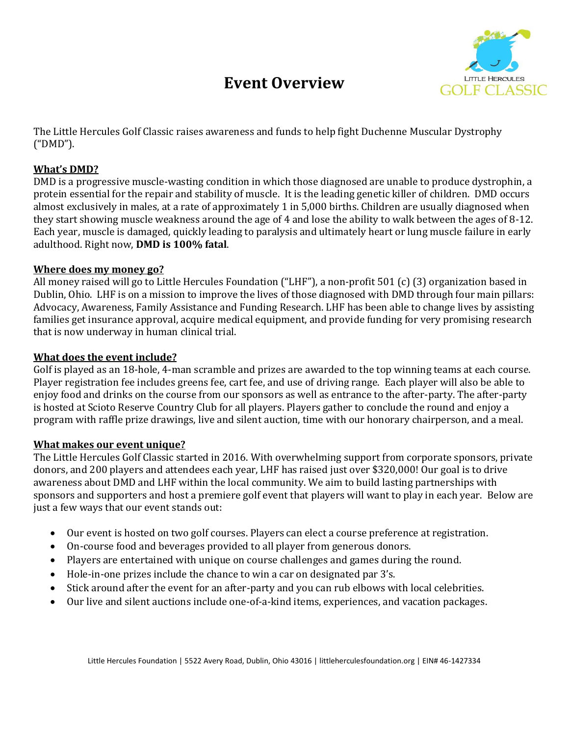# Event Overview

The Little Hercules Golf Classic raises awareness and funds to help fight Duchenne Muscular Dystrophy ("DMD").

**What's DMD?**

DMD is a progressive muscle-wasting condition in which those diagnosed are unable to produce dystrophin, a protein essential for the repair and stability of muscle. It is the leading genetic killer of children. DMD occurs almost exclusively in males, at a rate of approximately 1 in 5,000 births. Children are usually diagnosed when they start showing muscle weakness around the age of 4 and lose the ability to walk between the ages of 8-12. Each year, muscle is damaged, quickly leading to paralysis and ultimately heart or lung muscle failure in early adulthood. Right now, **DMD is 100% fatal**.

**Where does my money go?**

All money raised will go to Little Hercules Foundation ("LHF"), a non-profit 501 (c) (3) organization based in Dublin, Ohio. LHF is on a mission to improve the lives of those diagnosed with DMD through four main pillars: Advocacy, Awareness, Family Assistance and Funding Research. LHF has been able to change lives by assisting families get insurance approval, acquire medical equipment, and provide funding for very promising research that is now underway in human clinical trial.

**What does the event include?**

Golf is played as an 18-hole, 4-man scramble and prizes are awarded to the top winning teams at each course. Player registration fee includes greens fee, cart fee, and use of driving range. Each player will also be able to enjoy food and drinks on the course from our sponsors as well as entrance to the after-party. The after-party is hosted at Scioto Reserve Country Club for all players. Players gather to conclude the round and enjoy a program with raffle prize drawings, live and silent auction, time with our honorary chairperson, and a meal.

**What makes our event unique?**

The Little Hercules Golf Classic started in 2016. With overwhelming support from corporate sponsors, private donors, and 200 players and attendees each year, LHF has raised just over $320,000! Our goal is to drive awareness about DMD and LHF within the local community. We aim to build lasting partnerships with sponsors and supporters and host a premiere golf event that players will want to play in each year. Below are just a few ways that our event stands out:

- Our event is hosted on two golf courses. Players can elect a course preference at registration.
- On-course food and beverages provided to all player from generous donors.
- Players are entertained with unique on course challenges and games during the round.
- Hole-in-one prizes include the chance to win a car on designated par 3's.
- Stick around after the event for an after-party and you can rub elbows with local celebrities.
- Our live and silent auctions include one-of-a-kind items, experiences, and vacation packages.

Little Hercules Foundation | 5522 Avery Road, Dublin, Ohio 43016 | littleherculesfoundation.org | EIN# 46-1427334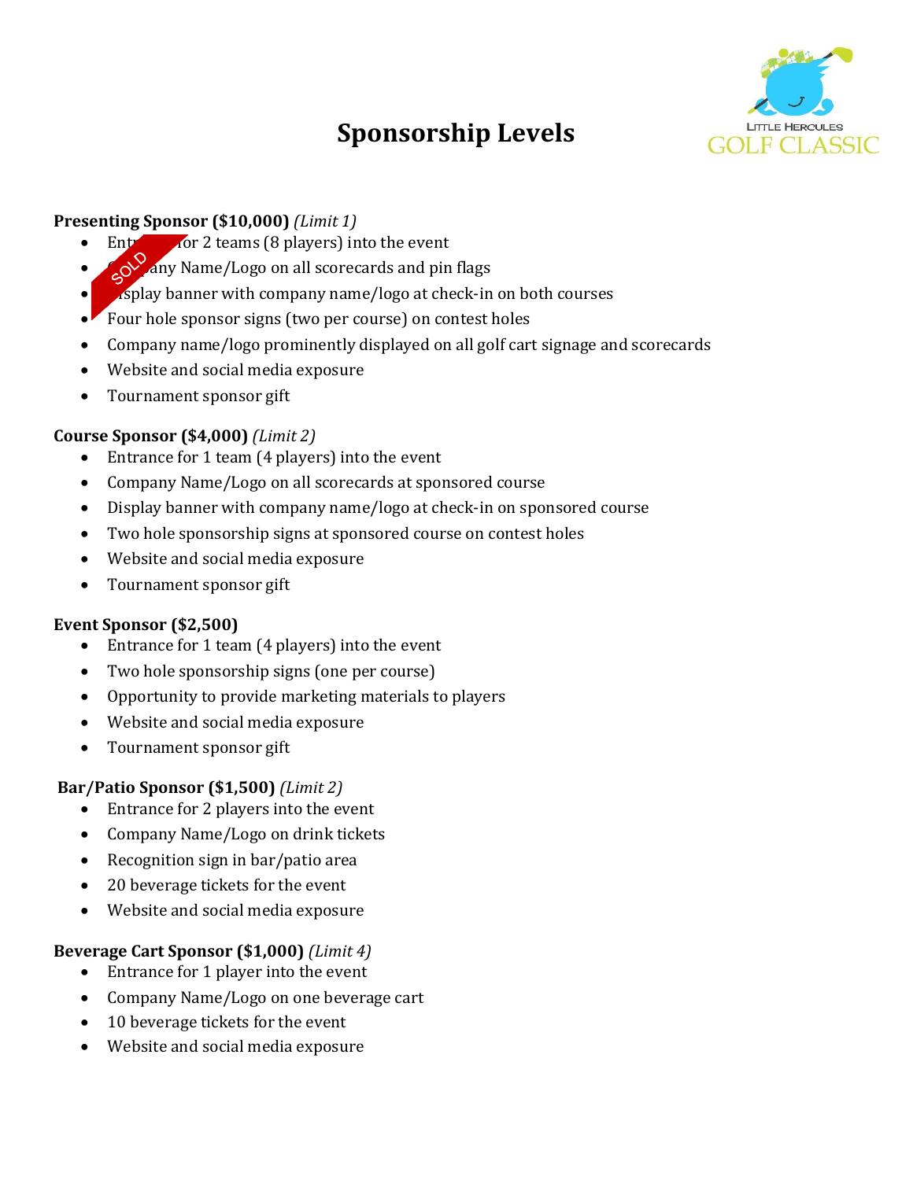# Sponsorship Levels

LITTLE HERCULES GOLF CLASSIC

**Presenting Sponsor ($10,000)** *(Limit 1)*

SOLD

- Entrance for 2 teams (8 players) into the event
- Company Name/Logo on all scorecards and pin flags
- Display banner with company name/logo at check-in on both courses
- Four hole sponsor signs (two per course) on contest holes
- Company name/logo prominently displayed on all golf cart signage and scorecards
- Website and social media exposure
- Tournament sponsor gift

**Course Sponsor ($4,000)** *(Limit 2)*

- Entrance for 1 team (4 players) into the event
- Company Name/Logo on all scorecards at sponsored course
- Display banner with company name/logo at check-in on sponsored course
- Two hole sponsorship signs at sponsored course on contest holes
- Website and social media exposure
- Tournament sponsor gift

**Event Sponsor ($2,500)**

- Entrance for 1 team (4 players) into the event
- Two hole sponsorship signs (one per course)
- Opportunity to provide marketing materials to players
- Website and social media exposure
- Tournament sponsor gift

**Bar/Patio Sponsor ($1,500)** *(Limit 2)*

- Entrance for 2 players into the event
- Company Name/Logo on drink tickets
- Recognition sign in bar/patio area
- 20 beverage tickets for the event
- Website and social media exposure

**Beverage Cart Sponsor ($1,000)** *(Limit 4)*

- Entrance for 1 player into the event
- Company Name/Logo on one beverage cart
- 10 beverage tickets for the event
- Website and social media exposure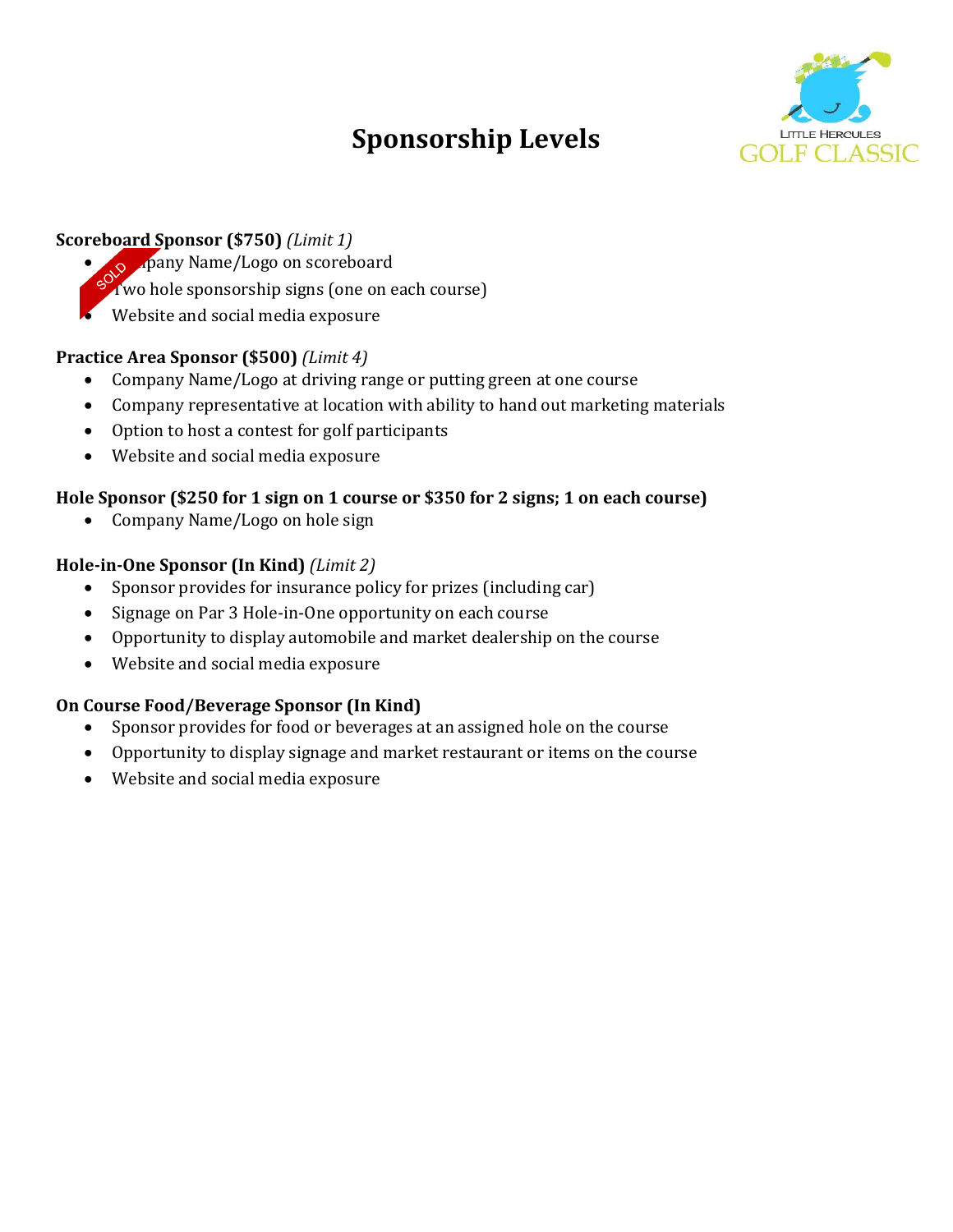# Sponsorship Levels

LITTLE HERCULES GOLF CLASSIC

**Scoreboard Sponsor ($750)** *(Limit 1)*

SOLD

- Company Name/Logo on scoreboard
- Two hole sponsorship signs (one on each course)
- Website and social media exposure

**Practice Area Sponsor ($500)** *(Limit 4)*

- Company Name/Logo at driving range or putting green at one course
- Company representative at location with ability to hand out marketing materials
- Option to host a contest for golf participants
- Website and social media exposure

**Hole Sponsor ($250 for 1 sign on 1 course or $350 for 2 signs; 1 on each course)**

- Company Name/Logo on hole sign

**Hole-in-One Sponsor (In Kind)** *(Limit 2)*

- Sponsor provides for insurance policy for prizes (including car)
- Signage on Par 3 Hole-in-One opportunity on each course
- Opportunity to display automobile and market dealership on the course
- Website and social media exposure

**On Course Food/Beverage Sponsor (In Kind)**

- Sponsor provides for food or beverages at an assigned hole on the course
- Opportunity to display signage and market restaurant or items on the course
- Website and social media exposure